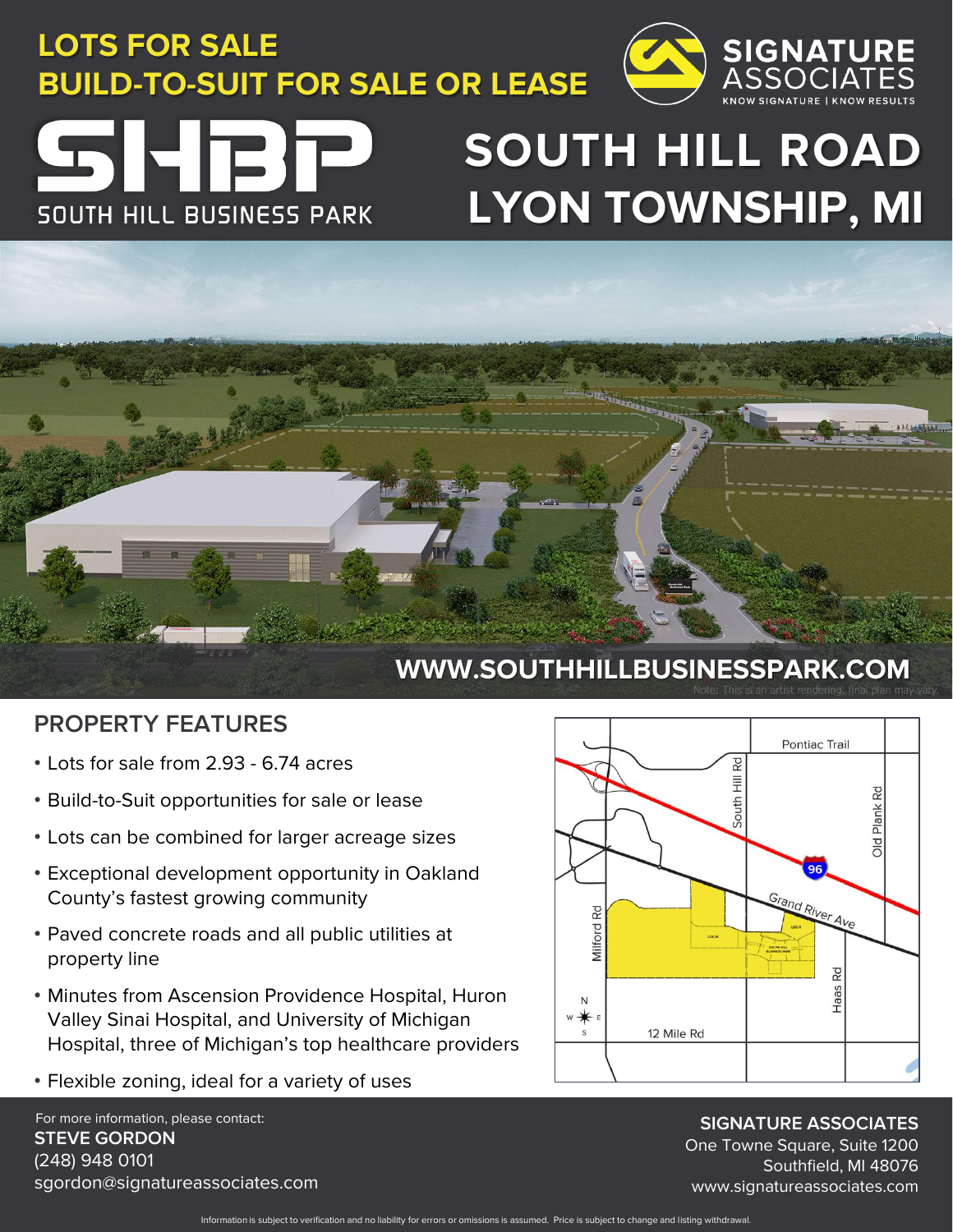**LOTS FOR SALE**
**BUILD-TO-SUIT FOR SALE OR LEASE**

**SIGNATURE ASSOCIATES**
KNOW SIGNATURE | KNOW RESULTS

# SHBP
SOUTH HILL BUSINESS PARK

# SOUTH HILL ROAD LYON TOWNSHIP, MI

**WWW.SOUTHHILLBUSINESSPARK.COM**

Note: This is an artist rendering, final plan may vary.

## PROPERTY FEATURES

- Lots for sale from 2.93 - 6.74 acres
- Build-to-Suit opportunities for sale or lease
- Lots can be combined for larger acreage sizes
- Exceptional development opportunity in Oakland County's fastest growing community
- Paved concrete roads and all public utilities at property line
- Minutes from Ascension Providence Hospital, Huron Valley Sinai Hospital, and University of Michigan Hospital, three of Michigan's top healthcare providers
- Flexible zoning, ideal for a variety of uses

Pontiac Trail
South Hill Rd
Old Plank Rd
96
Grand River Ave
Milford Rd
Haas Rd
12 Mile Rd

For more information, please contact:
**STEVE GORDON**
(248) 948 0101
sgordon@signatureassociates.com

**SIGNATURE ASSOCIATES**
One Towne Square, Suite 1200
Southfield, MI 48076
www.signatureassociates.com

Information is subject to verification and no liability for errors or omissions is assumed. Price is subject to change and listing withdrawal.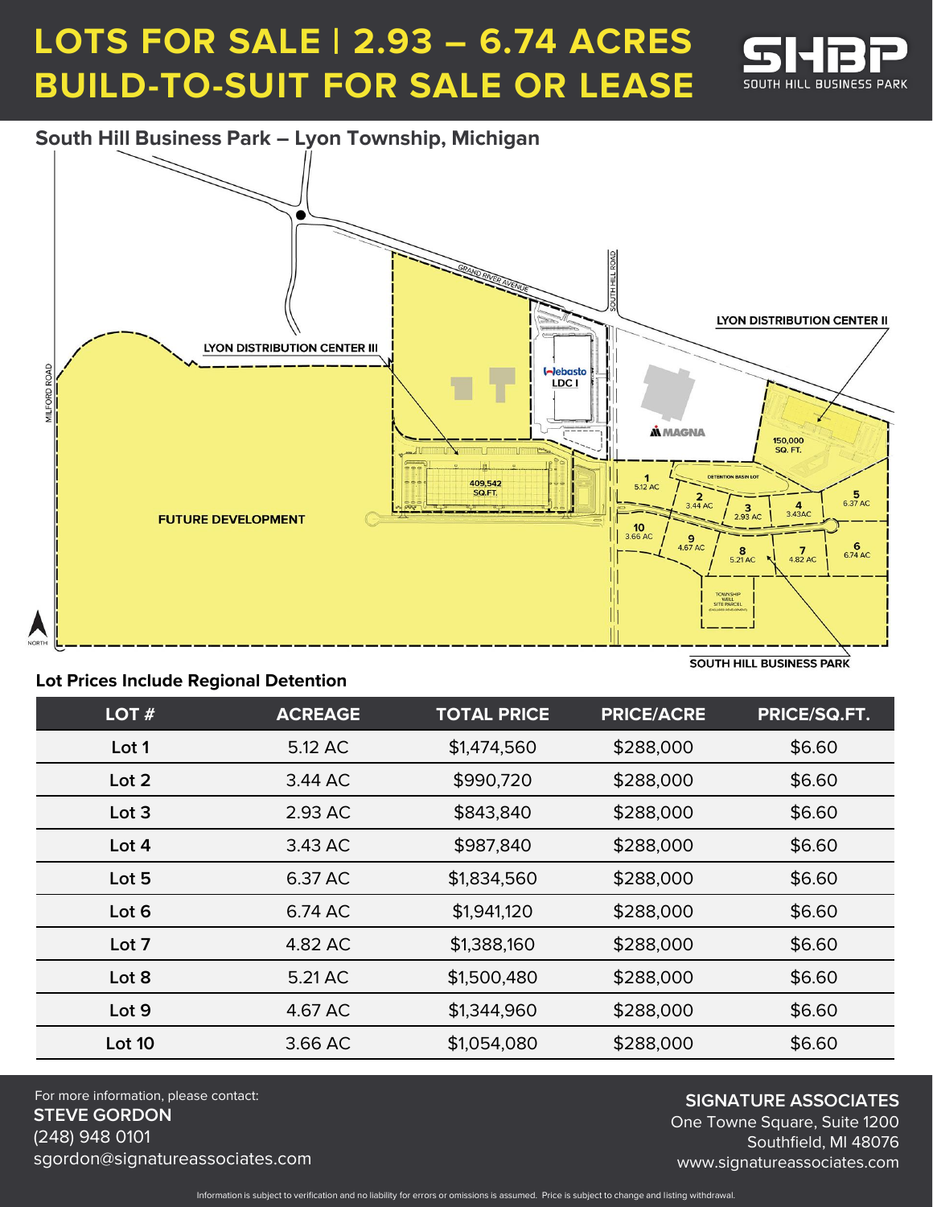# LOTS FOR SALE | 2.93 – 6.74 ACRES
# BUILD-TO-SUIT FOR SALE OR LEASE

SHBP SOUTH HILL BUSINESS PARK

## South Hill Business Park – Lyon Township, Michigan

GRAND RIVER AVENUE

SOUTH HILL ROAD

MILFORD ROAD

LYON DISTRIBUTION CENTER III

LYON DISTRIBUTION CENTER II

Webasto LDC I

MAGNA

150,000 SQ. FT.

409,542 SQ.FT.

FUTURE DEVELOPMENT

DETENTION BASIN LOT

1 5.12 AC

2 3.44 AC

3 2.93 AC

4 3.43AC

5 6.37 AC

6 6.74 AC

7 4.82 AC

8 5.21 AC

9 4.67 AC

10 3.66 AC

TOWNSHIP WELL SITE PARCEL (EXCLUDED DEVELOPMENT)

SOUTH HILL BUSINESS PARK

NORTH

### Lot Prices Include Regional Detention

| LOT # | ACREAGE | TOTAL PRICE | PRICE/ACRE | PRICE/SQ.FT. |
|---|---|---|---|---|
| Lot 1 | 5.12 AC | $1,474,560 | $288,000 | $6.60 |
| Lot 2 | 3.44 AC | $990,720 | $288,000 | $6.60 |
| Lot 3 | 2.93 AC | $843,840 | $288,000 | $6.60 |
| Lot 4 | 3.43 AC | $987,840 | $288,000 | $6.60 |
| Lot 5 | 6.37 AC | $1,834,560 | $288,000 | $6.60 |
| Lot 6 | 6.74 AC | $1,941,120 | $288,000 | $6.60 |
| Lot 7 | 4.82 AC | $1,388,160 | $288,000 | $6.60 |
| Lot 8 | 5.21 AC | $1,500,480 | $288,000 | $6.60 |
| Lot 9 | 4.67 AC | $1,344,960 | $288,000 | $6.60 |
| Lot 10 | 3.66 AC | $1,054,080 | $288,000 | $6.60 |

For more information, please contact:
**STEVE GORDON**
(248) 948 0101
sgordon@signatureassociates.com

**SIGNATURE ASSOCIATES**
One Towne Square, Suite 1200
Southfield, MI 48076
www.signatureassociates.com

Information is subject to verification and no liability for errors or omissions is assumed. Price is subject to change and listing withdrawal.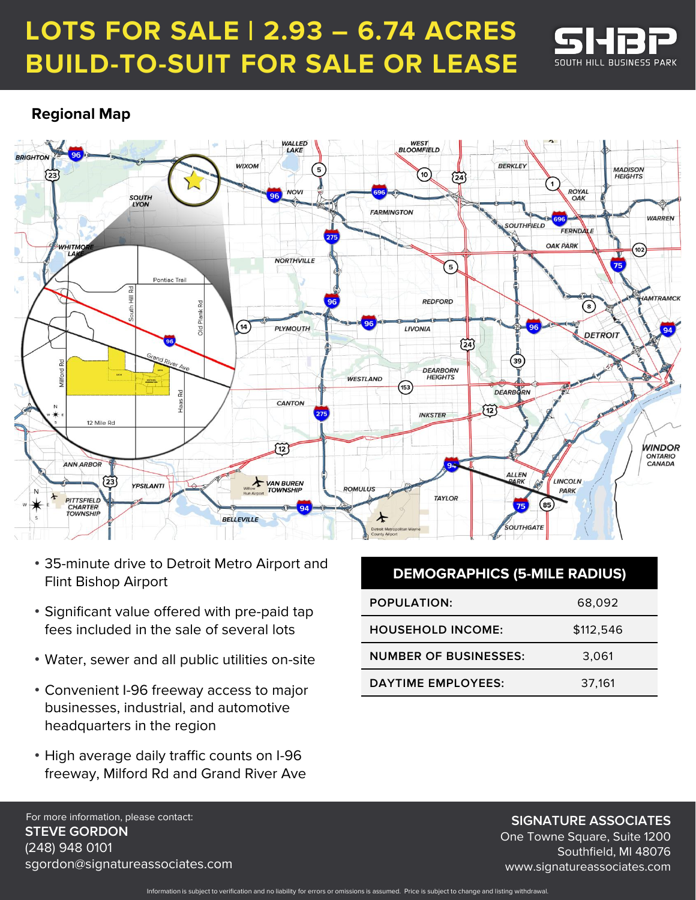# LOTS FOR SALE | 2.93 – 6.74 ACRES
# BUILD-TO-SUIT FOR SALE OR LEASE

SHBP SOUTH HILL BUSINESS PARK

## Regional Map

- 35-minute drive to Detroit Metro Airport and Flint Bishop Airport
- Significant value offered with pre-paid tap fees included in the sale of several lots
- Water, sewer and all public utilities on-site
- Convenient I-96 freeway access to major businesses, industrial, and automotive headquarters in the region
- High average daily traffic counts on I-96 freeway, Milford Rd and Grand River Ave

| DEMOGRAPHICS (5-MILE RADIUS) | |
|---|---|
| POPULATION: | 68,092 |
| HOUSEHOLD INCOME: | $112,546 |
| NUMBER OF BUSINESSES: | 3,061 |
| DAYTIME EMPLOYEES: | 37,161 |

For more information, please contact:
**STEVE GORDON**
(248) 948 0101
sgordon@signatureassociates.com

**SIGNATURE ASSOCIATES**
One Towne Square, Suite 1200
Southfield, MI 48076
www.signatureassociates.com

Information is subject to verification and no liability for errors or omissions is assumed. Price is subject to change and listing withdrawal.